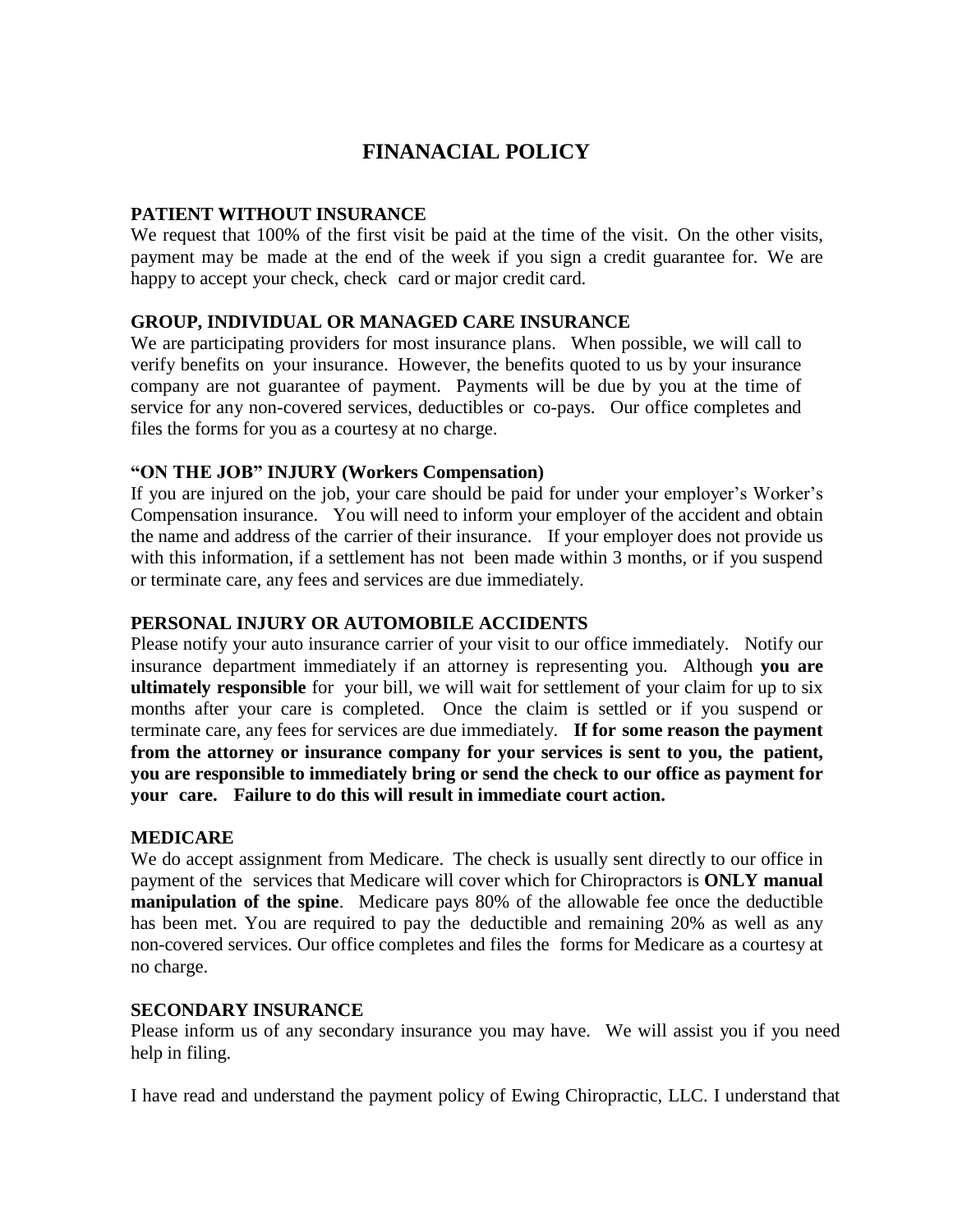# FINANACIAL POLICY

**PATIENT WITHOUT INSURANCE**

We request that 100% of the first visit be paid at the time of the visit. On the other visits, payment may be made at the end of the week if you sign a credit guarantee for. We are happy to accept your check, check card or major credit card.

**GROUP, INDIVIDUAL OR MANAGED CARE INSURANCE**

We are participating providers for most insurance plans. When possible, we will call to verify benefits on your insurance. However, the benefits quoted to us by your insurance company are not guarantee of payment. Payments will be due by you at the time of service for any non-covered services, deductibles or co-pays. Our office completes and files the forms for you as a courtesy at no charge.

**"ON THE JOB" INJURY (Workers Compensation)**

If you are injured on the job, your care should be paid for under your employer's Worker's Compensation insurance. You will need to inform your employer of the accident and obtain the name and address of the carrier of their insurance. If your employer does not provide us with this information, if a settlement has not been made within 3 months, or if you suspend or terminate care, any fees and services are due immediately.

**PERSONAL INJURY OR AUTOMOBILE ACCIDENTS**

Please notify your auto insurance carrier of your visit to our office immediately. Notify our insurance department immediately if an attorney is representing you. Although **you are ultimately responsible** for your bill, we will wait for settlement of your claim for up to six months after your care is completed. Once the claim is settled or if you suspend or terminate care, any fees for services are due immediately. **If for some reason the payment from the attorney or insurance company for your services is sent to you, the patient, you are responsible to immediately bring or send the check to our office as payment for your care. Failure to do this will result in immediate court action.**

**MEDICARE**

We do accept assignment from Medicare. The check is usually sent directly to our office in payment of the services that Medicare will cover which for Chiropractors is **ONLY manual manipulation of the spine**. Medicare pays 80% of the allowable fee once the deductible has been met. You are required to pay the deductible and remaining 20% as well as any non-covered services. Our office completes and files the forms for Medicare as a courtesy at no charge.

**SECONDARY INSURANCE**

Please inform us of any secondary insurance you may have. We will assist you if you need help in filing.

I have read and understand the payment policy of Ewing Chiropractic, LLC. I understand that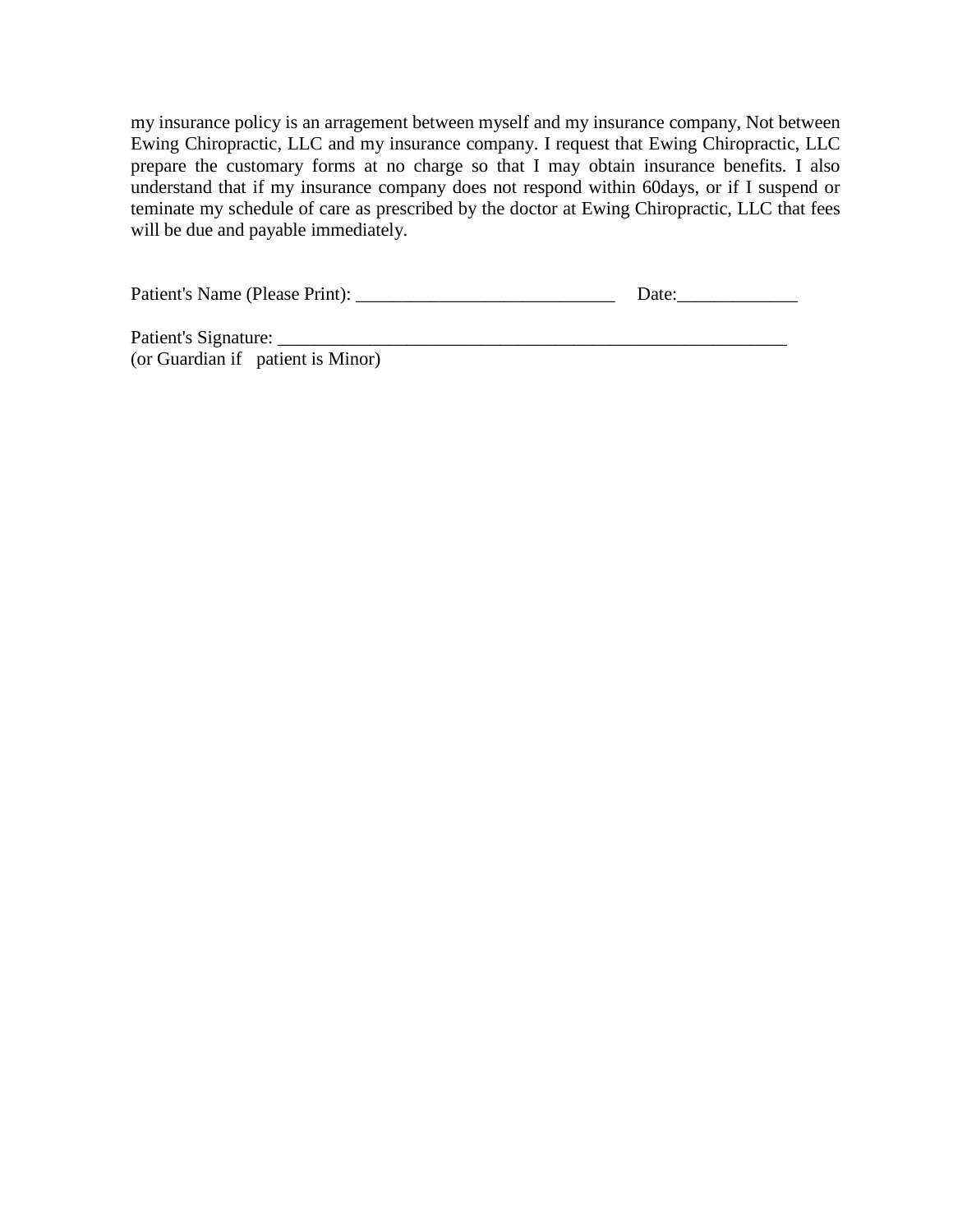my insurance policy is an arragement between myself and my insurance company, Not between Ewing Chiropractic, LLC and my insurance company. I request that Ewing Chiropractic, LLC prepare the customary forms at no charge so that I may obtain insurance benefits. I also understand that if my insurance company does not respond within 60days, or if I suspend or teminate my schedule of care as prescribed by the doctor at Ewing Chiropractic, LLC that fees will be due and payable immediately.

Patient's Name (Please Print): ____________________________ Date:_____________

Patient's Signature: _________________________________________________________
(or Guardian if patient is Minor)